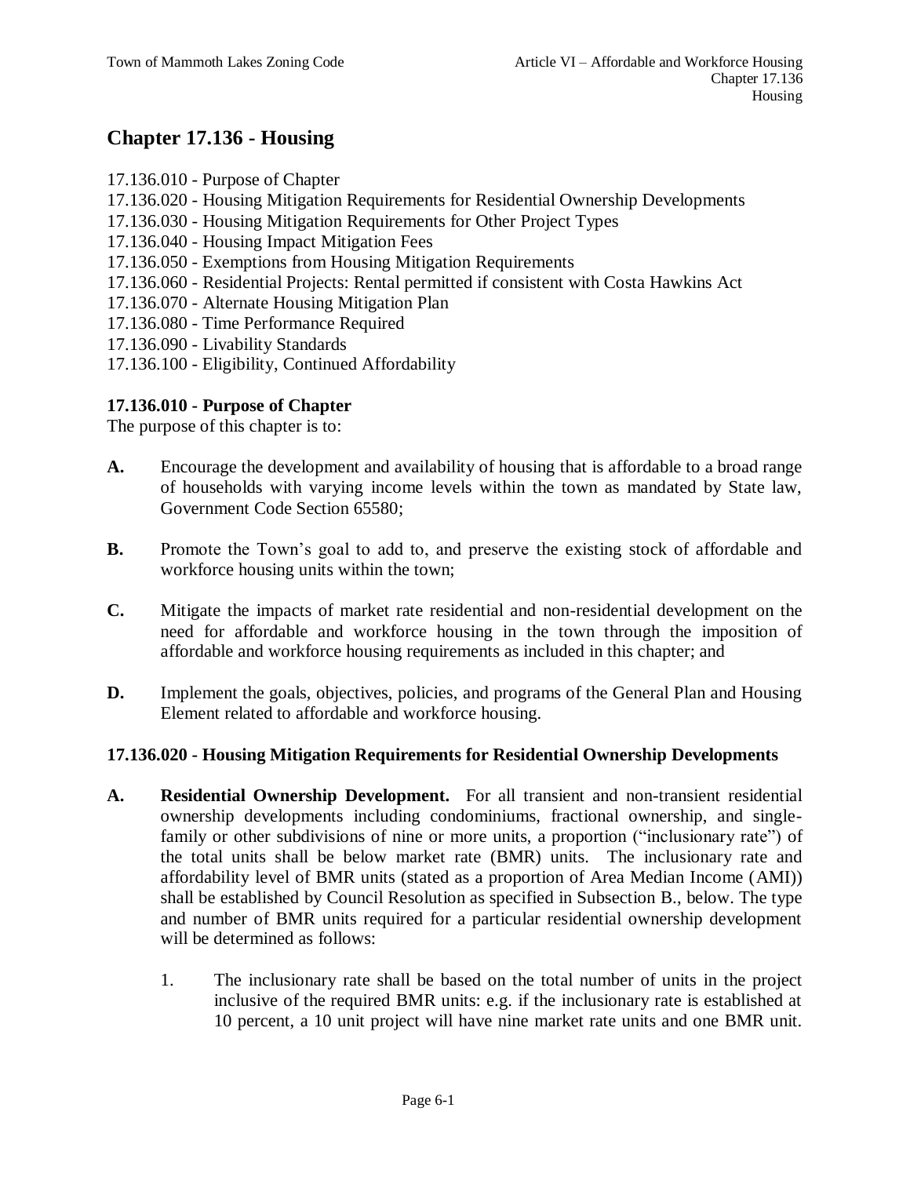# Chapter 17.136 - Housing

17.136.010 - Purpose of Chapter
17.136.020 - Housing Mitigation Requirements for Residential Ownership Developments
17.136.030 - Housing Mitigation Requirements for Other Project Types
17.136.040 - Housing Impact Mitigation Fees
17.136.050 - Exemptions from Housing Mitigation Requirements
17.136.060 - Residential Projects: Rental permitted if consistent with Costa Hawkins Act
17.136.070 - Alternate Housing Mitigation Plan
17.136.080 - Time Performance Required
17.136.090 - Livability Standards
17.136.100 - Eligibility, Continued Affordability

### 17.136.010 - Purpose of Chapter

The purpose of this chapter is to:

**A.** Encourage the development and availability of housing that is affordable to a broad range of households with varying income levels within the town as mandated by State law, Government Code Section 65580;

**B.** Promote the Town's goal to add to, and preserve the existing stock of affordable and workforce housing units within the town;

**C.** Mitigate the impacts of market rate residential and non-residential development on the need for affordable and workforce housing in the town through the imposition of affordable and workforce housing requirements as included in this chapter; and

**D.** Implement the goals, objectives, policies, and programs of the General Plan and Housing Element related to affordable and workforce housing.

### 17.136.020 - Housing Mitigation Requirements for Residential Ownership Developments

**A. Residential Ownership Development.** For all transient and non-transient residential ownership developments including condominiums, fractional ownership, and single-family or other subdivisions of nine or more units, a proportion ("inclusionary rate") of the total units shall be below market rate (BMR) units. The inclusionary rate and affordability level of BMR units (stated as a proportion of Area Median Income (AMI)) shall be established by Council Resolution as specified in Subsection B., below. The type and number of BMR units required for a particular residential ownership development will be determined as follows:

1. The inclusionary rate shall be based on the total number of units in the project inclusive of the required BMR units: e.g. if the inclusionary rate is established at 10 percent, a 10 unit project will have nine market rate units and one BMR unit.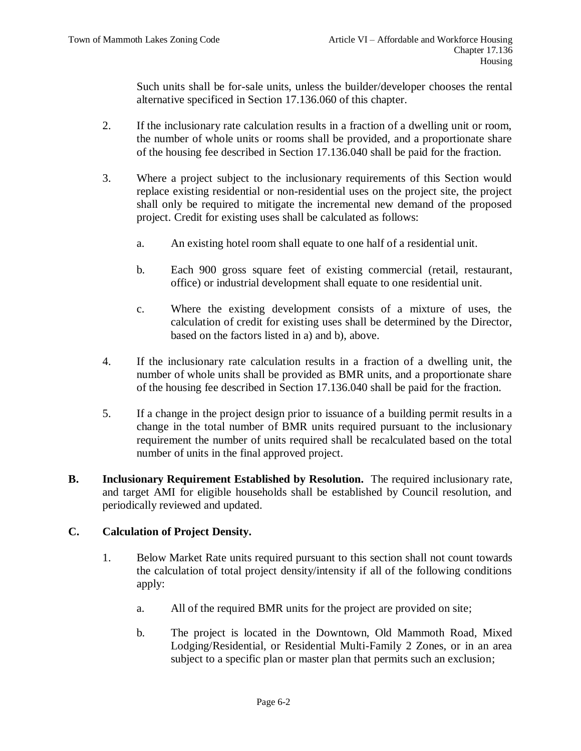Such units shall be for-sale units, unless the builder/developer chooses the rental alternative specificed in Section 17.136.060 of this chapter.

2. If the inclusionary rate calculation results in a fraction of a dwelling unit or room, the number of whole units or rooms shall be provided, and a proportionate share of the housing fee described in Section 17.136.040 shall be paid for the fraction.

3. Where a project subject to the inclusionary requirements of this Section would replace existing residential or non-residential uses on the project site, the project shall only be required to mitigate the incremental new demand of the proposed project. Credit for existing uses shall be calculated as follows:

   a. An existing hotel room shall equate to one half of a residential unit.

   b. Each 900 gross square feet of existing commercial (retail, restaurant, office) or industrial development shall equate to one residential unit.

   c. Where the existing development consists of a mixture of uses, the calculation of credit for existing uses shall be determined by the Director, based on the factors listed in a) and b), above.

4. If the inclusionary rate calculation results in a fraction of a dwelling unit, the number of whole units shall be provided as BMR units, and a proportionate share of the housing fee described in Section 17.136.040 shall be paid for the fraction.

5. If a change in the project design prior to issuance of a building permit results in a change in the total number of BMR units required pursuant to the inclusionary requirement the number of units required shall be recalculated based on the total number of units in the final approved project.

**B. Inclusionary Requirement Established by Resolution.** The required inclusionary rate, and target AMI for eligible households shall be established by Council resolution, and periodically reviewed and updated.

**C. Calculation of Project Density.**

1. Below Market Rate units required pursuant to this section shall not count towards the calculation of total project density/intensity if all of the following conditions apply:

   a. All of the required BMR units for the project are provided on site;

   b. The project is located in the Downtown, Old Mammoth Road, Mixed Lodging/Residential, or Residential Multi-Family 2 Zones, or in an area subject to a specific plan or master plan that permits such an exclusion;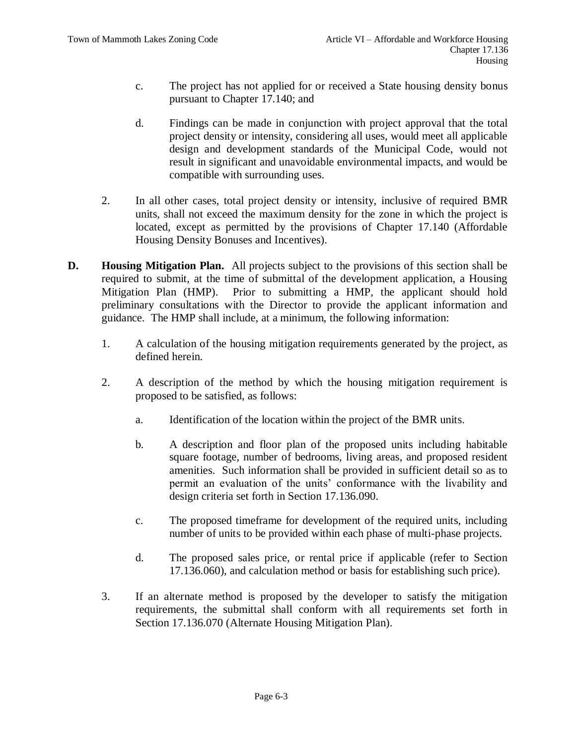c. The project has not applied for or received a State housing density bonus pursuant to Chapter 17.140; and

d. Findings can be made in conjunction with project approval that the total project density or intensity, considering all uses, would meet all applicable design and development standards of the Municipal Code, would not result in significant and unavoidable environmental impacts, and would be compatible with surrounding uses.

2. In all other cases, total project density or intensity, inclusive of required BMR units, shall not exceed the maximum density for the zone in which the project is located, except as permitted by the provisions of Chapter 17.140 (Affordable Housing Density Bonuses and Incentives).

**D. Housing Mitigation Plan.** All projects subject to the provisions of this section shall be required to submit, at the time of submittal of the development application, a Housing Mitigation Plan (HMP). Prior to submitting a HMP, the applicant should hold preliminary consultations with the Director to provide the applicant information and guidance. The HMP shall include, at a minimum, the following information:

1. A calculation of the housing mitigation requirements generated by the project, as defined herein.

2. A description of the method by which the housing mitigation requirement is proposed to be satisfied, as follows:

   a. Identification of the location within the project of the BMR units.

   b. A description and floor plan of the proposed units including habitable square footage, number of bedrooms, living areas, and proposed resident amenities. Such information shall be provided in sufficient detail so as to permit an evaluation of the units' conformance with the livability and design criteria set forth in Section 17.136.090.

   c. The proposed timeframe for development of the required units, including number of units to be provided within each phase of multi-phase projects.

   d. The proposed sales price, or rental price if applicable (refer to Section 17.136.060), and calculation method or basis for establishing such price).

3. If an alternate method is proposed by the developer to satisfy the mitigation requirements, the submittal shall conform with all requirements set forth in Section 17.136.070 (Alternate Housing Mitigation Plan).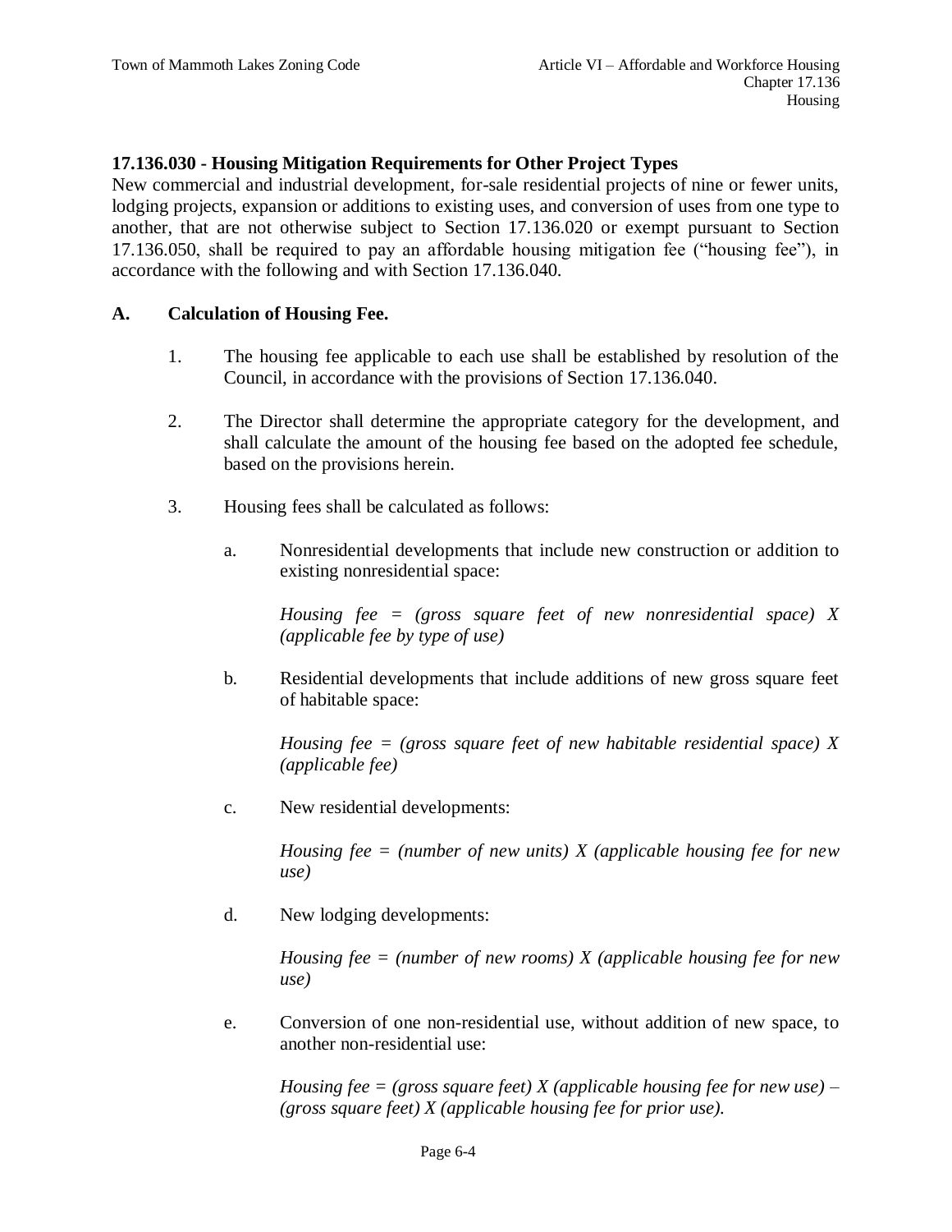### 17.136.030 - Housing Mitigation Requirements for Other Project Types

New commercial and industrial development, for-sale residential projects of nine or fewer units, lodging projects, expansion or additions to existing uses, and conversion of uses from one type to another, that are not otherwise subject to Section 17.136.020 or exempt pursuant to Section 17.136.050, shall be required to pay an affordable housing mitigation fee ("housing fee"), in accordance with the following and with Section 17.136.040.

**A. Calculation of Housing Fee.**

1. The housing fee applicable to each use shall be established by resolution of the Council, in accordance with the provisions of Section 17.136.040.

2. The Director shall determine the appropriate category for the development, and shall calculate the amount of the housing fee based on the adopted fee schedule, based on the provisions herein.

3. Housing fees shall be calculated as follows:

   a. Nonresidential developments that include new construction or addition to existing nonresidential space:

      *Housing fee = (gross square feet of new nonresidential space) X (applicable fee by type of use)*

   b. Residential developments that include additions of new gross square feet of habitable space:

      *Housing fee = (gross square feet of new habitable residential space) X (applicable fee)*

   c. New residential developments:

      *Housing fee = (number of new units) X (applicable housing fee for new use)*

   d. New lodging developments:

      *Housing fee = (number of new rooms) X (applicable housing fee for new use)*

   e. Conversion of one non-residential use, without addition of new space, to another non-residential use:

      *Housing fee = (gross square feet) X (applicable housing fee for new use) – (gross square feet) X (applicable housing fee for prior use).*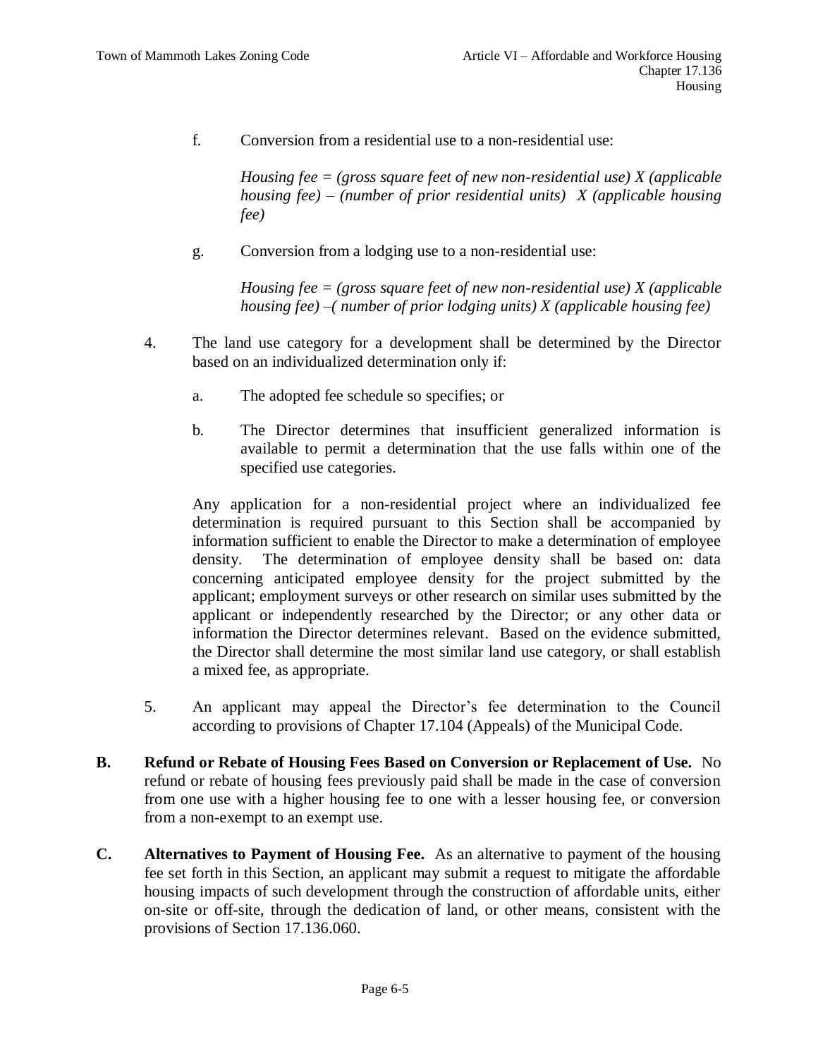f. Conversion from a residential use to a non-residential use:

*Housing fee = (gross square feet of new non-residential use) X (applicable housing fee) – (number of prior residential units) X (applicable housing fee)*

g. Conversion from a lodging use to a non-residential use:

*Housing fee = (gross square feet of new non-residential use) X (applicable housing fee) –( number of prior lodging units) X (applicable housing fee)*

4. The land use category for a development shall be determined by the Director based on an individualized determination only if:

   a. The adopted fee schedule so specifies; or

   b. The Director determines that insufficient generalized information is available to permit a determination that the use falls within one of the specified use categories.

   Any application for a non-residential project where an individualized fee determination is required pursuant to this Section shall be accompanied by information sufficient to enable the Director to make a determination of employee density. The determination of employee density shall be based on: data concerning anticipated employee density for the project submitted by the applicant; employment surveys or other research on similar uses submitted by the applicant or independently researched by the Director; or any other data or information the Director determines relevant. Based on the evidence submitted, the Director shall determine the most similar land use category, or shall establish a mixed fee, as appropriate.

5. An applicant may appeal the Director's fee determination to the Council according to provisions of Chapter 17.104 (Appeals) of the Municipal Code.

**B. Refund or Rebate of Housing Fees Based on Conversion or Replacement of Use.** No refund or rebate of housing fees previously paid shall be made in the case of conversion from one use with a higher housing fee to one with a lesser housing fee, or conversion from a non-exempt to an exempt use.

**C. Alternatives to Payment of Housing Fee.** As an alternative to payment of the housing fee set forth in this Section, an applicant may submit a request to mitigate the affordable housing impacts of such development through the construction of affordable units, either on-site or off-site, through the dedication of land, or other means, consistent with the provisions of Section 17.136.060.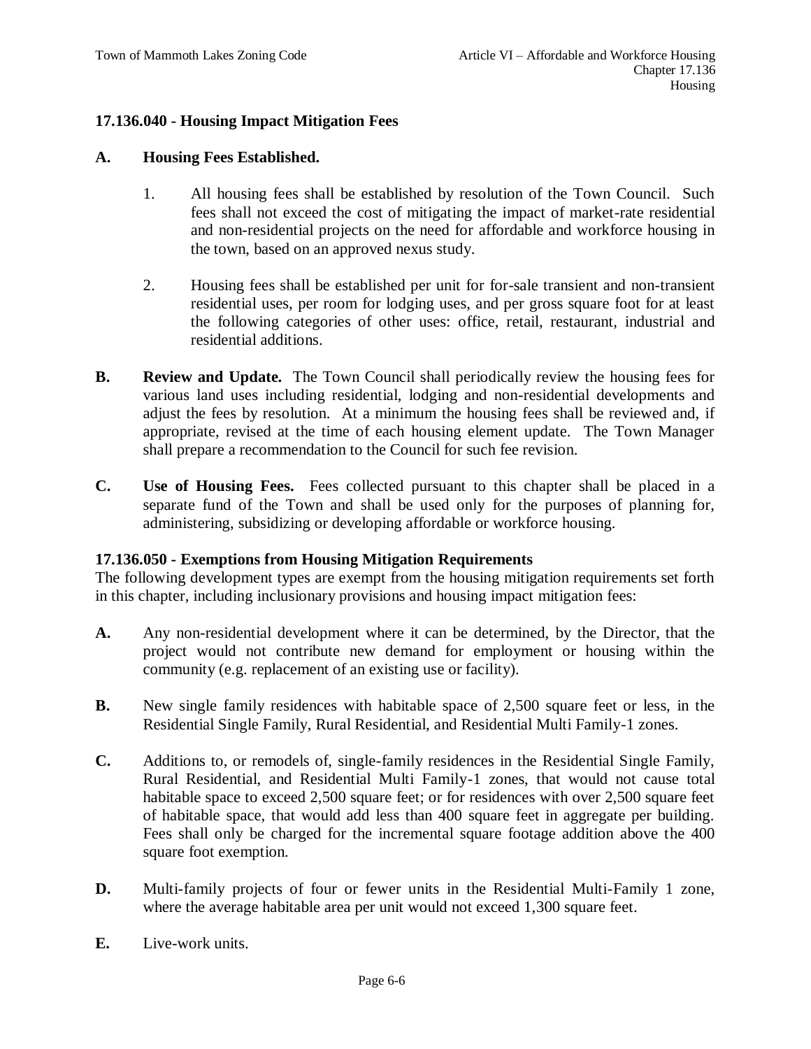## 17.136.040 - Housing Impact Mitigation Fees

**A. Housing Fees Established.**

1. All housing fees shall be established by resolution of the Town Council. Such fees shall not exceed the cost of mitigating the impact of market-rate residential and non-residential projects on the need for affordable and workforce housing in the town, based on an approved nexus study.

2. Housing fees shall be established per unit for for-sale transient and non-transient residential uses, per room for lodging uses, and per gross square foot for at least the following categories of other uses: office, retail, restaurant, industrial and residential additions.

**B. Review and Update.** The Town Council shall periodically review the housing fees for various land uses including residential, lodging and non-residential developments and adjust the fees by resolution. At a minimum the housing fees shall be reviewed and, if appropriate, revised at the time of each housing element update. The Town Manager shall prepare a recommendation to the Council for such fee revision.

**C. Use of Housing Fees.** Fees collected pursuant to this chapter shall be placed in a separate fund of the Town and shall be used only for the purposes of planning for, administering, subsidizing or developing affordable or workforce housing.

## 17.136.050 - Exemptions from Housing Mitigation Requirements

The following development types are exempt from the housing mitigation requirements set forth in this chapter, including inclusionary provisions and housing impact mitigation fees:

**A.** Any non-residential development where it can be determined, by the Director, that the project would not contribute new demand for employment or housing within the community (e.g. replacement of an existing use or facility).

**B.** New single family residences with habitable space of 2,500 square feet or less, in the Residential Single Family, Rural Residential, and Residential Multi Family-1 zones.

**C.** Additions to, or remodels of, single-family residences in the Residential Single Family, Rural Residential, and Residential Multi Family-1 zones, that would not cause total habitable space to exceed 2,500 square feet; or for residences with over 2,500 square feet of habitable space, that would add less than 400 square feet in aggregate per building. Fees shall only be charged for the incremental square footage addition above the 400 square foot exemption.

**D.** Multi-family projects of four or fewer units in the Residential Multi-Family 1 zone, where the average habitable area per unit would not exceed 1,300 square feet.

**E.** Live-work units.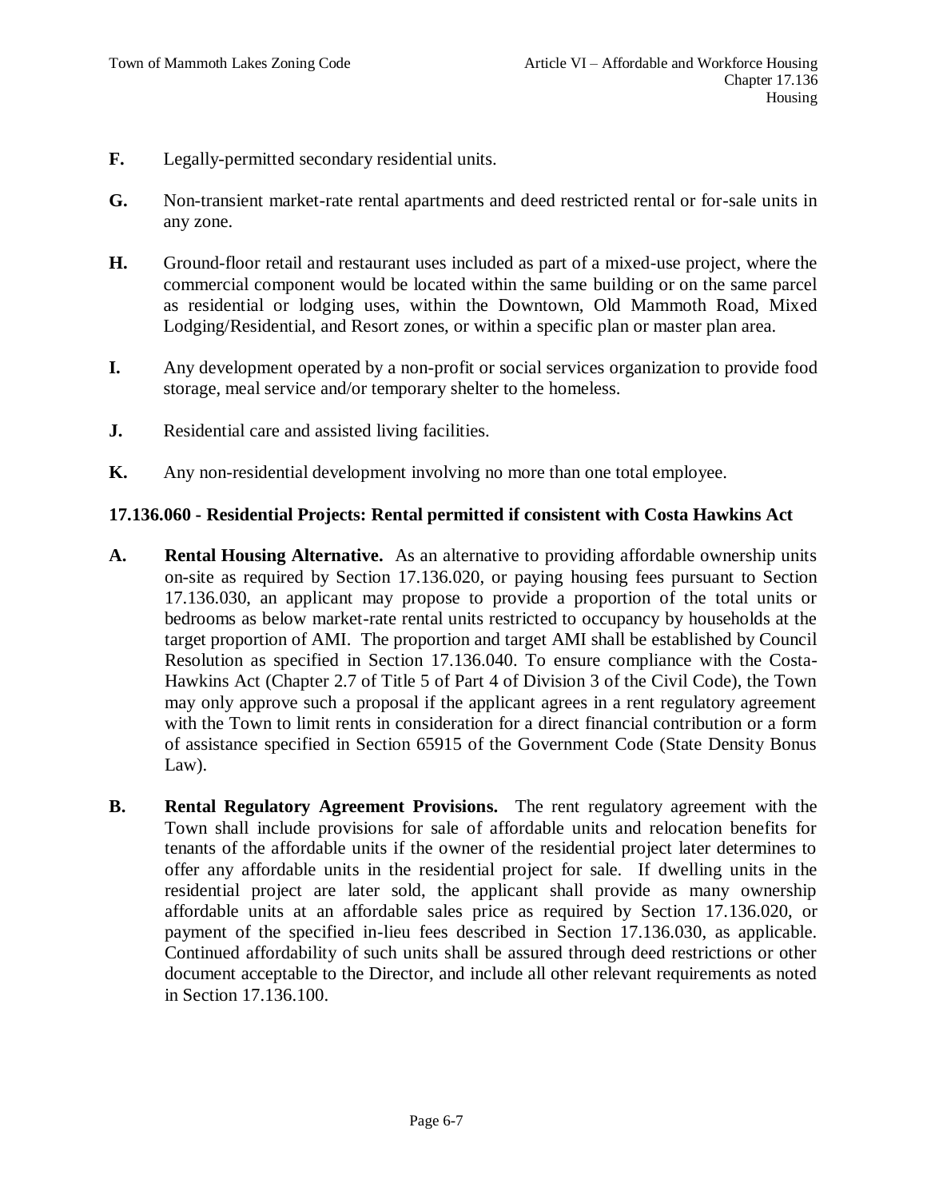**F.** Legally-permitted secondary residential units.

**G.** Non-transient market-rate rental apartments and deed restricted rental or for-sale units in any zone.

**H.** Ground-floor retail and restaurant uses included as part of a mixed-use project, where the commercial component would be located within the same building or on the same parcel as residential or lodging uses, within the Downtown, Old Mammoth Road, Mixed Lodging/Residential, and Resort zones, or within a specific plan or master plan area.

**I.** Any development operated by a non-profit or social services organization to provide food storage, meal service and/or temporary shelter to the homeless.

**J.** Residential care and assisted living facilities.

**K.** Any non-residential development involving no more than one total employee.

### 17.136.060 - Residential Projects: Rental permitted if consistent with Costa Hawkins Act

**A. Rental Housing Alternative.** As an alternative to providing affordable ownership units on-site as required by Section 17.136.020, or paying housing fees pursuant to Section 17.136.030, an applicant may propose to provide a proportion of the total units or bedrooms as below market-rate rental units restricted to occupancy by households at the target proportion of AMI. The proportion and target AMI shall be established by Council Resolution as specified in Section 17.136.040. To ensure compliance with the Costa-Hawkins Act (Chapter 2.7 of Title 5 of Part 4 of Division 3 of the Civil Code), the Town may only approve such a proposal if the applicant agrees in a rent regulatory agreement with the Town to limit rents in consideration for a direct financial contribution or a form of assistance specified in Section 65915 of the Government Code (State Density Bonus Law).

**B. Rental Regulatory Agreement Provisions.** The rent regulatory agreement with the Town shall include provisions for sale of affordable units and relocation benefits for tenants of the affordable units if the owner of the residential project later determines to offer any affordable units in the residential project for sale. If dwelling units in the residential project are later sold, the applicant shall provide as many ownership affordable units at an affordable sales price as required by Section 17.136.020, or payment of the specified in-lieu fees described in Section 17.136.030, as applicable. Continued affordability of such units shall be assured through deed restrictions or other document acceptable to the Director, and include all other relevant requirements as noted in Section 17.136.100.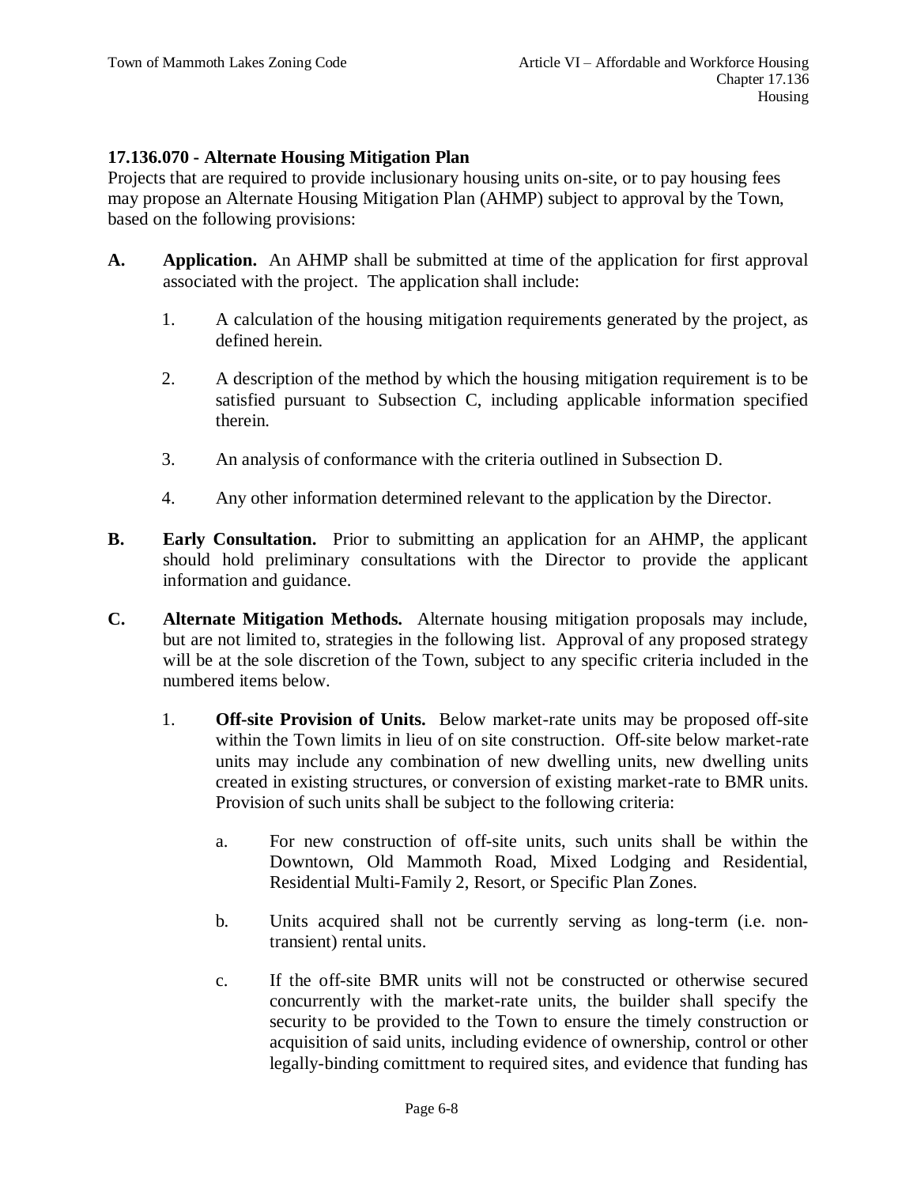### 17.136.070 - Alternate Housing Mitigation Plan

Projects that are required to provide inclusionary housing units on-site, or to pay housing fees may propose an Alternate Housing Mitigation Plan (AHMP) subject to approval by the Town, based on the following provisions:

**A. Application.** An AHMP shall be submitted at time of the application for first approval associated with the project. The application shall include:

1. A calculation of the housing mitigation requirements generated by the project, as defined herein.
2. A description of the method by which the housing mitigation requirement is to be satisfied pursuant to Subsection C, including applicable information specified therein.
3. An analysis of conformance with the criteria outlined in Subsection D.
4. Any other information determined relevant to the application by the Director.

**B. Early Consultation.** Prior to submitting an application for an AHMP, the applicant should hold preliminary consultations with the Director to provide the applicant information and guidance.

**C. Alternate Mitigation Methods.** Alternate housing mitigation proposals may include, but are not limited to, strategies in the following list. Approval of any proposed strategy will be at the sole discretion of the Town, subject to any specific criteria included in the numbered items below.

1. **Off-site Provision of Units.** Below market-rate units may be proposed off-site within the Town limits in lieu of on site construction. Off-site below market-rate units may include any combination of new dwelling units, new dwelling units created in existing structures, or conversion of existing market-rate to BMR units. Provision of such units shall be subject to the following criteria:

   a. For new construction of off-site units, such units shall be within the Downtown, Old Mammoth Road, Mixed Lodging and Residential, Residential Multi-Family 2, Resort, or Specific Plan Zones.

   b. Units acquired shall not be currently serving as long-term (i.e. non-transient) rental units.

   c. If the off-site BMR units will not be constructed or otherwise secured concurrently with the market-rate units, the builder shall specify the security to be provided to the Town to ensure the timely construction or acquisition of said units, including evidence of ownership, control or other legally-binding comittment to required sites, and evidence that funding has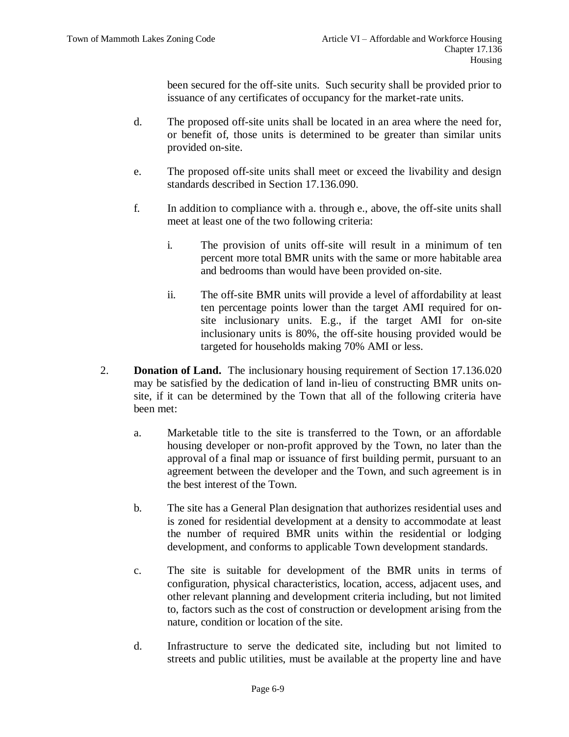been secured for the off-site units. Such security shall be provided prior to issuance of any certificates of occupancy for the market-rate units.

d. The proposed off-site units shall be located in an area where the need for, or benefit of, those units is determined to be greater than similar units provided on-site.

e. The proposed off-site units shall meet or exceed the livability and design standards described in Section 17.136.090.

f. In addition to compliance with a. through e., above, the off-site units shall meet at least one of the two following criteria:

  i. The provision of units off-site will result in a minimum of ten percent more total BMR units with the same or more habitable area and bedrooms than would have been provided on-site.

  ii. The off-site BMR units will provide a level of affordability at least ten percentage points lower than the target AMI required for on-site inclusionary units. E.g., if the target AMI for on-site inclusionary units is 80%, the off-site housing provided would be targeted for households making 70% AMI or less.

2. **Donation of Land.** The inclusionary housing requirement of Section 17.136.020 may be satisfied by the dedication of land in-lieu of constructing BMR units on-site, if it can be determined by the Town that all of the following criteria have been met:

  a. Marketable title to the site is transferred to the Town, or an affordable housing developer or non-profit approved by the Town, no later than the approval of a final map or issuance of first building permit, pursuant to an agreement between the developer and the Town, and such agreement is in the best interest of the Town.

  b. The site has a General Plan designation that authorizes residential uses and is zoned for residential development at a density to accommodate at least the number of required BMR units within the residential or lodging development, and conforms to applicable Town development standards.

  c. The site is suitable for development of the BMR units in terms of configuration, physical characteristics, location, access, adjacent uses, and other relevant planning and development criteria including, but not limited to, factors such as the cost of construction or development arising from the nature, condition or location of the site.

  d. Infrastructure to serve the dedicated site, including but not limited to streets and public utilities, must be available at the property line and have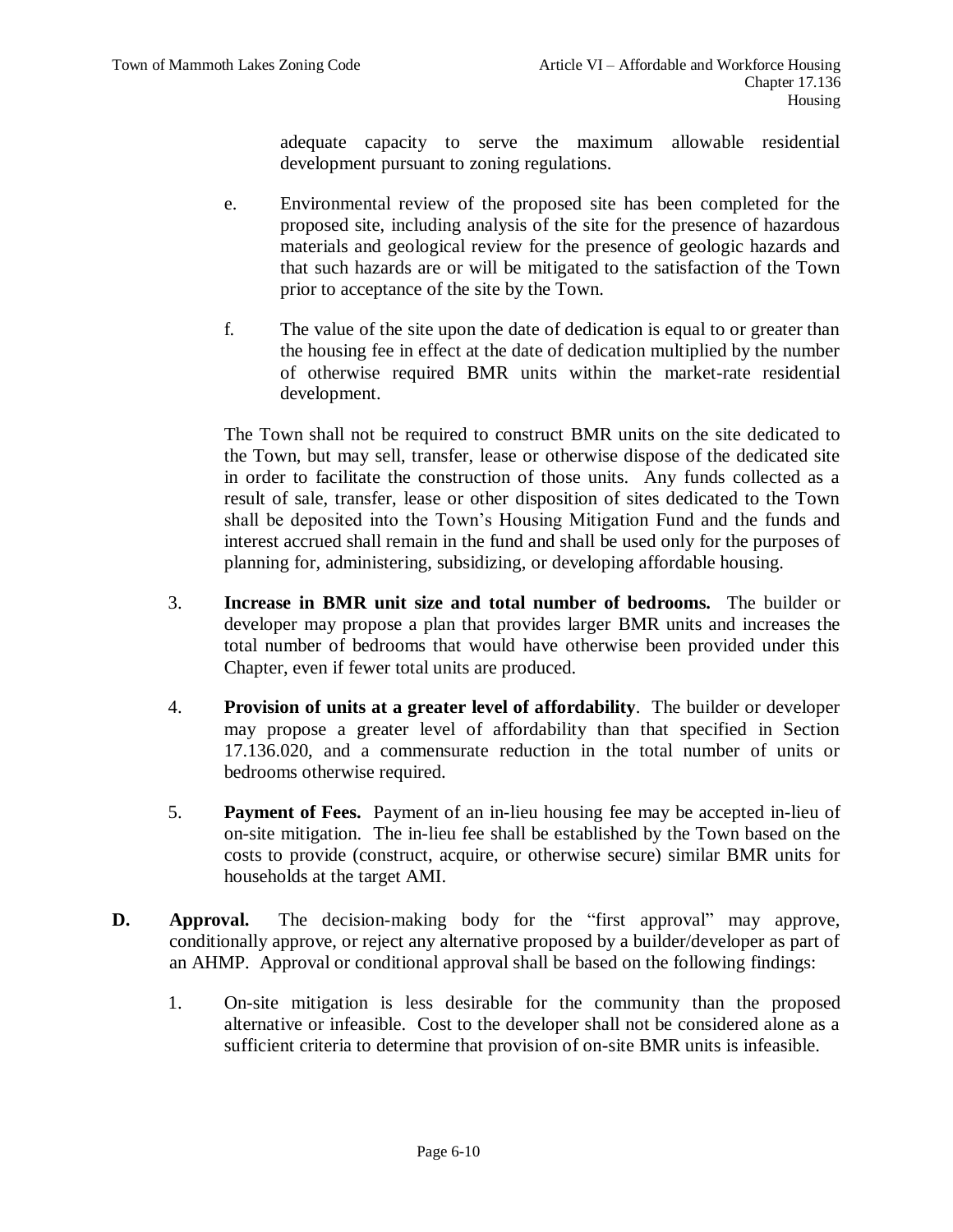adequate capacity to serve the maximum allowable residential development pursuant to zoning regulations.

e. Environmental review of the proposed site has been completed for the proposed site, including analysis of the site for the presence of hazardous materials and geological review for the presence of geologic hazards and that such hazards are or will be mitigated to the satisfaction of the Town prior to acceptance of the site by the Town.

f. The value of the site upon the date of dedication is equal to or greater than the housing fee in effect at the date of dedication multiplied by the number of otherwise required BMR units within the market-rate residential development.

The Town shall not be required to construct BMR units on the site dedicated to the Town, but may sell, transfer, lease or otherwise dispose of the dedicated site in order to facilitate the construction of those units. Any funds collected as a result of sale, transfer, lease or other disposition of sites dedicated to the Town shall be deposited into the Town's Housing Mitigation Fund and the funds and interest accrued shall remain in the fund and shall be used only for the purposes of planning for, administering, subsidizing, or developing affordable housing.

3. **Increase in BMR unit size and total number of bedrooms.** The builder or developer may propose a plan that provides larger BMR units and increases the total number of bedrooms that would have otherwise been provided under this Chapter, even if fewer total units are produced.

4. **Provision of units at a greater level of affordability**. The builder or developer may propose a greater level of affordability than that specified in Section 17.136.020, and a commensurate reduction in the total number of units or bedrooms otherwise required.

5. **Payment of Fees.** Payment of an in-lieu housing fee may be accepted in-lieu of on-site mitigation. The in-lieu fee shall be established by the Town based on the costs to provide (construct, acquire, or otherwise secure) similar BMR units for households at the target AMI.

**D. Approval.** The decision-making body for the "first approval" may approve, conditionally approve, or reject any alternative proposed by a builder/developer as part of an AHMP. Approval or conditional approval shall be based on the following findings:

1. On-site mitigation is less desirable for the community than the proposed alternative or infeasible. Cost to the developer shall not be considered alone as a sufficient criteria to determine that provision of on-site BMR units is infeasible.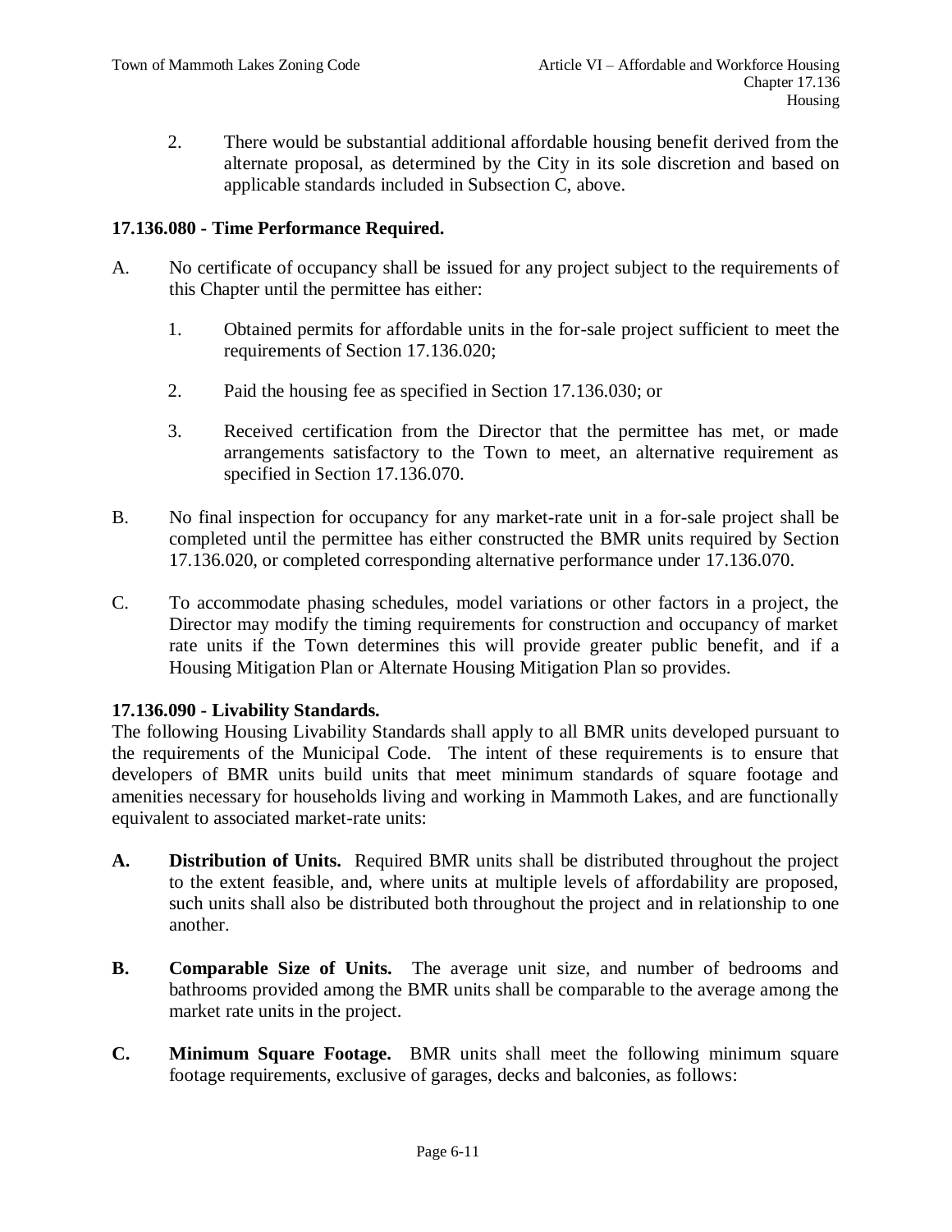2. There would be substantial additional affordable housing benefit derived from the alternate proposal, as determined by the City in its sole discretion and based on applicable standards included in Subsection C, above.

**17.136.080 - Time Performance Required.**

A. No certificate of occupancy shall be issued for any project subject to the requirements of this Chapter until the permittee has either:

1. Obtained permits for affordable units in the for-sale project sufficient to meet the requirements of Section 17.136.020;

2. Paid the housing fee as specified in Section 17.136.030; or

3. Received certification from the Director that the permittee has met, or made arrangements satisfactory to the Town to meet, an alternative requirement as specified in Section 17.136.070.

B. No final inspection for occupancy for any market-rate unit in a for-sale project shall be completed until the permittee has either constructed the BMR units required by Section 17.136.020, or completed corresponding alternative performance under 17.136.070.

C. To accommodate phasing schedules, model variations or other factors in a project, the Director may modify the timing requirements for construction and occupancy of market rate units if the Town determines this will provide greater public benefit, and if a Housing Mitigation Plan or Alternate Housing Mitigation Plan so provides.

**17.136.090 - Livability Standards.**

The following Housing Livability Standards shall apply to all BMR units developed pursuant to the requirements of the Municipal Code. The intent of these requirements is to ensure that developers of BMR units build units that meet minimum standards of square footage and amenities necessary for households living and working in Mammoth Lakes, and are functionally equivalent to associated market-rate units:

**A. Distribution of Units.** Required BMR units shall be distributed throughout the project to the extent feasible, and, where units at multiple levels of affordability are proposed, such units shall also be distributed both throughout the project and in relationship to one another.

**B. Comparable Size of Units.** The average unit size, and number of bedrooms and bathrooms provided among the BMR units shall be comparable to the average among the market rate units in the project.

**C. Minimum Square Footage.** BMR units shall meet the following minimum square footage requirements, exclusive of garages, decks and balconies, as follows: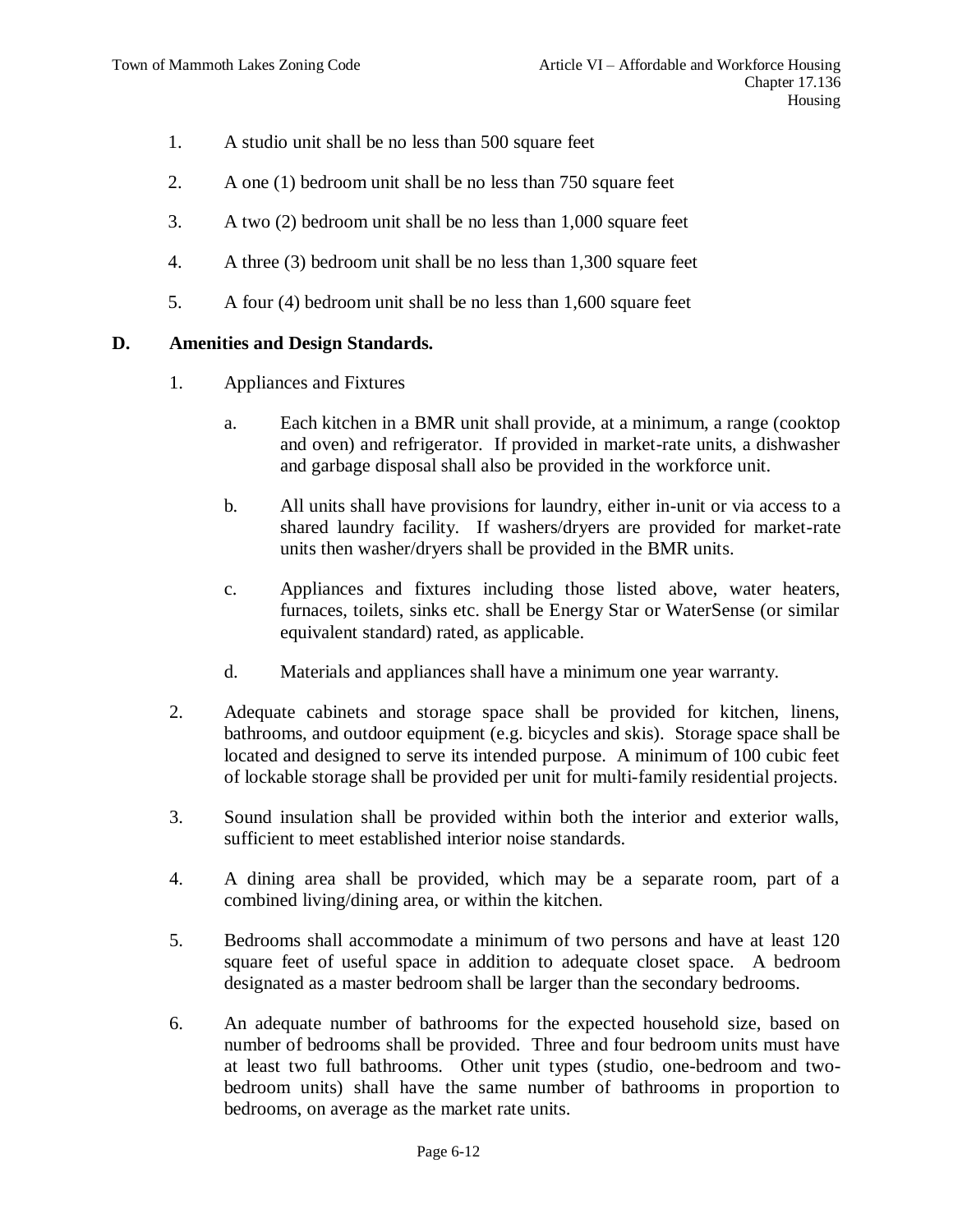1. A studio unit shall be no less than 500 square feet
2. A one (1) bedroom unit shall be no less than 750 square feet
3. A two (2) bedroom unit shall be no less than 1,000 square feet
4. A three (3) bedroom unit shall be no less than 1,300 square feet
5. A four (4) bedroom unit shall be no less than 1,600 square feet

**D. Amenities and Design Standards.**

1. Appliances and Fixtures

   a. Each kitchen in a BMR unit shall provide, at a minimum, a range (cooktop and oven) and refrigerator. If provided in market-rate units, a dishwasher and garbage disposal shall also be provided in the workforce unit.

   b. All units shall have provisions for laundry, either in-unit or via access to a shared laundry facility. If washers/dryers are provided for market-rate units then washer/dryers shall be provided in the BMR units.

   c. Appliances and fixtures including those listed above, water heaters, furnaces, toilets, sinks etc. shall be Energy Star or WaterSense (or similar equivalent standard) rated, as applicable.

   d. Materials and appliances shall have a minimum one year warranty.

2. Adequate cabinets and storage space shall be provided for kitchen, linens, bathrooms, and outdoor equipment (e.g. bicycles and skis). Storage space shall be located and designed to serve its intended purpose. A minimum of 100 cubic feet of lockable storage shall be provided per unit for multi-family residential projects.

3. Sound insulation shall be provided within both the interior and exterior walls, sufficient to meet established interior noise standards.

4. A dining area shall be provided, which may be a separate room, part of a combined living/dining area, or within the kitchen.

5. Bedrooms shall accommodate a minimum of two persons and have at least 120 square feet of useful space in addition to adequate closet space. A bedroom designated as a master bedroom shall be larger than the secondary bedrooms.

6. An adequate number of bathrooms for the expected household size, based on number of bedrooms shall be provided. Three and four bedroom units must have at least two full bathrooms. Other unit types (studio, one-bedroom and two-bedroom units) shall have the same number of bathrooms in proportion to bedrooms, on average as the market rate units.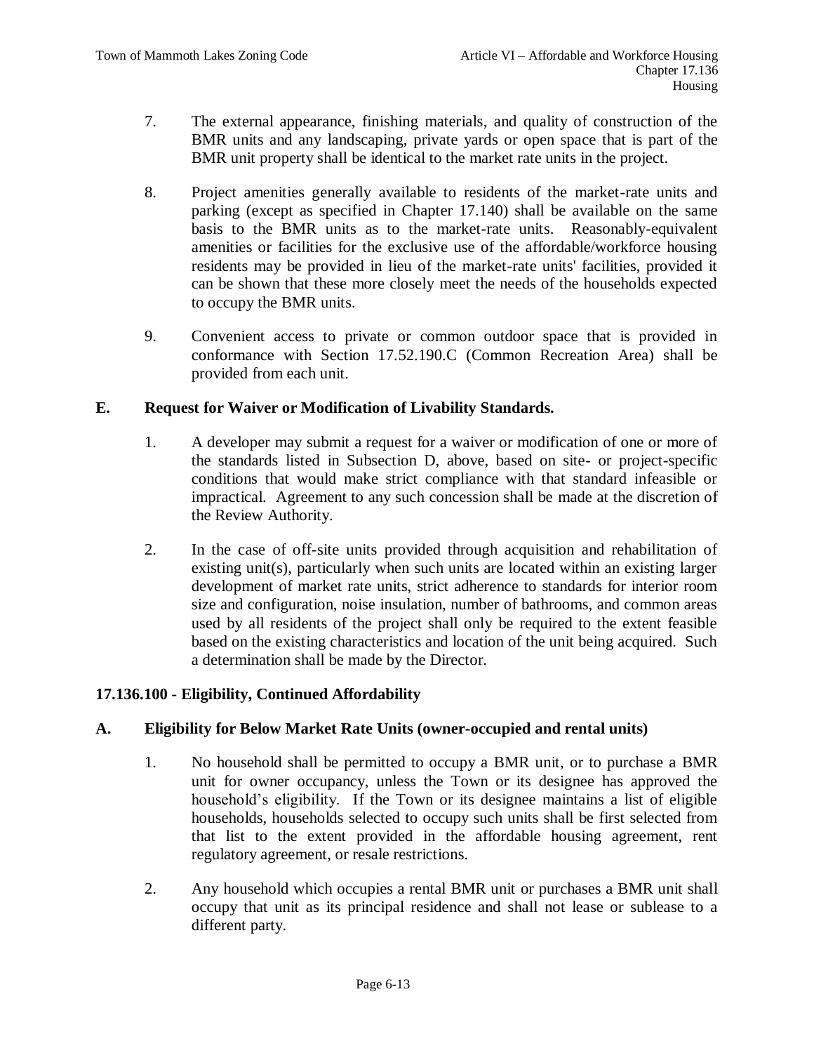7. The external appearance, finishing materials, and quality of construction of the BMR units and any landscaping, private yards or open space that is part of the BMR unit property shall be identical to the market rate units in the project.

8. Project amenities generally available to residents of the market-rate units and parking (except as specified in Chapter 17.140) shall be available on the same basis to the BMR units as to the market-rate units. Reasonably-equivalent amenities or facilities for the exclusive use of the affordable/workforce housing residents may be provided in lieu of the market-rate units' facilities, provided it can be shown that these more closely meet the needs of the households expected to occupy the BMR units.

9. Convenient access to private or common outdoor space that is provided in conformance with Section 17.52.190.C (Common Recreation Area) shall be provided from each unit.

**E. Request for Waiver or Modification of Livability Standards.**

1. A developer may submit a request for a waiver or modification of one or more of the standards listed in Subsection D, above, based on site- or project-specific conditions that would make strict compliance with that standard infeasible or impractical. Agreement to any such concession shall be made at the discretion of the Review Authority.

2. In the case of off-site units provided through acquisition and rehabilitation of existing unit(s), particularly when such units are located within an existing larger development of market rate units, strict adherence to standards for interior room size and configuration, noise insulation, number of bathrooms, and common areas used by all residents of the project shall only be required to the extent feasible based on the existing characteristics and location of the unit being acquired. Such a determination shall be made by the Director.

## 17.136.100 - Eligibility, Continued Affordability

**A. Eligibility for Below Market Rate Units (owner-occupied and rental units)**

1. No household shall be permitted to occupy a BMR unit, or to purchase a BMR unit for owner occupancy, unless the Town or its designee has approved the household's eligibility. If the Town or its designee maintains a list of eligible households, households selected to occupy such units shall be first selected from that list to the extent provided in the affordable housing agreement, rent regulatory agreement, or resale restrictions.

2. Any household which occupies a rental BMR unit or purchases a BMR unit shall occupy that unit as its principal residence and shall not lease or sublease to a different party.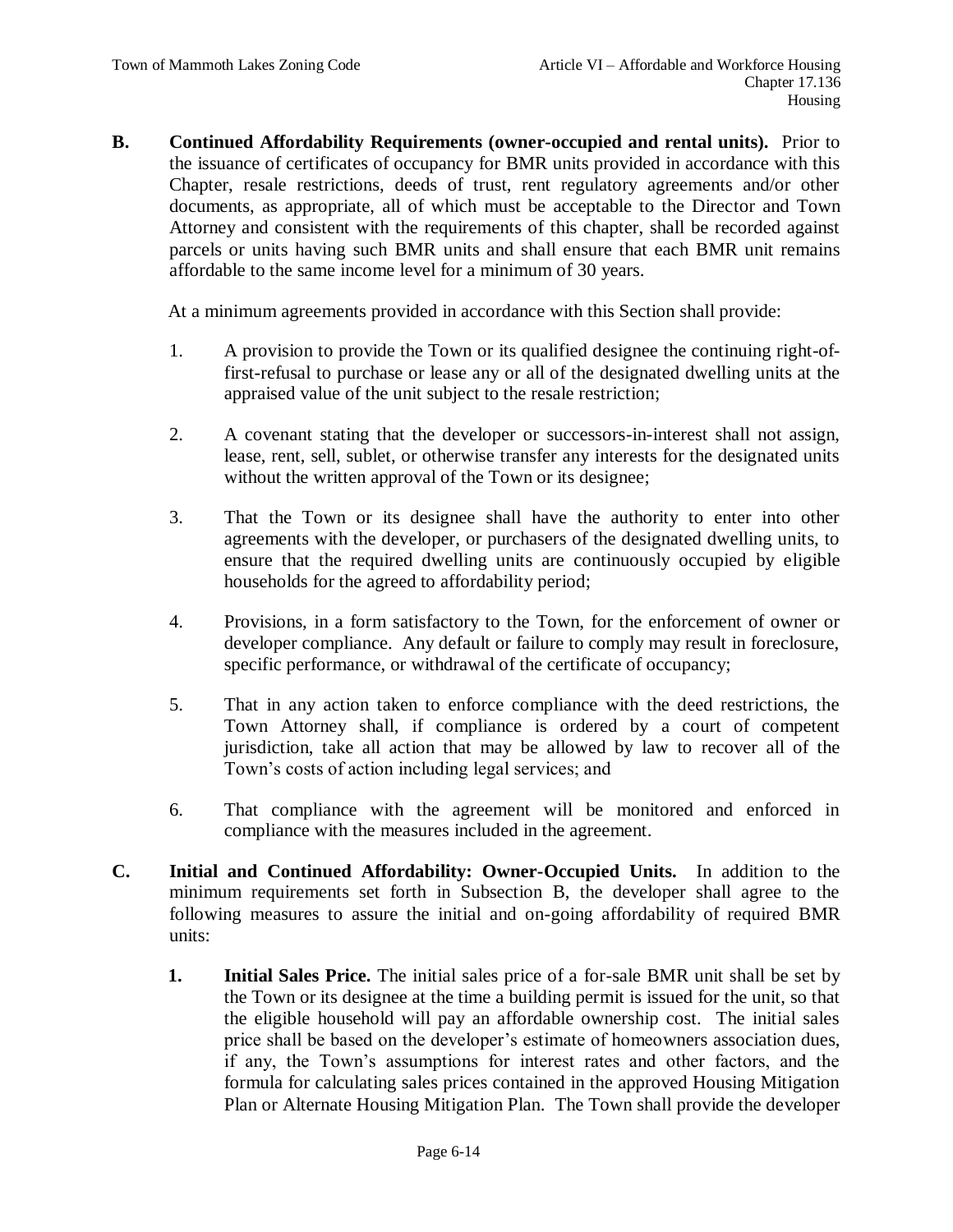**B. Continued Affordability Requirements (owner-occupied and rental units).** Prior to the issuance of certificates of occupancy for BMR units provided in accordance with this Chapter, resale restrictions, deeds of trust, rent regulatory agreements and/or other documents, as appropriate, all of which must be acceptable to the Director and Town Attorney and consistent with the requirements of this chapter, shall be recorded against parcels or units having such BMR units and shall ensure that each BMR unit remains affordable to the same income level for a minimum of 30 years.

At a minimum agreements provided in accordance with this Section shall provide:

1. A provision to provide the Town or its qualified designee the continuing right-of-first-refusal to purchase or lease any or all of the designated dwelling units at the appraised value of the unit subject to the resale restriction;

2. A covenant stating that the developer or successors-in-interest shall not assign, lease, rent, sell, sublet, or otherwise transfer any interests for the designated units without the written approval of the Town or its designee;

3. That the Town or its designee shall have the authority to enter into other agreements with the developer, or purchasers of the designated dwelling units, to ensure that the required dwelling units are continuously occupied by eligible households for the agreed to affordability period;

4. Provisions, in a form satisfactory to the Town, for the enforcement of owner or developer compliance. Any default or failure to comply may result in foreclosure, specific performance, or withdrawal of the certificate of occupancy;

5. That in any action taken to enforce compliance with the deed restrictions, the Town Attorney shall, if compliance is ordered by a court of competent jurisdiction, take all action that may be allowed by law to recover all of the Town's costs of action including legal services; and

6. That compliance with the agreement will be monitored and enforced in compliance with the measures included in the agreement.

**C. Initial and Continued Affordability: Owner-Occupied Units.** In addition to the minimum requirements set forth in Subsection B, the developer shall agree to the following measures to assure the initial and on-going affordability of required BMR units:

1. **Initial Sales Price.** The initial sales price of a for-sale BMR unit shall be set by the Town or its designee at the time a building permit is issued for the unit, so that the eligible household will pay an affordable ownership cost. The initial sales price shall be based on the developer's estimate of homeowners association dues, if any, the Town's assumptions for interest rates and other factors, and the formula for calculating sales prices contained in the approved Housing Mitigation Plan or Alternate Housing Mitigation Plan. The Town shall provide the developer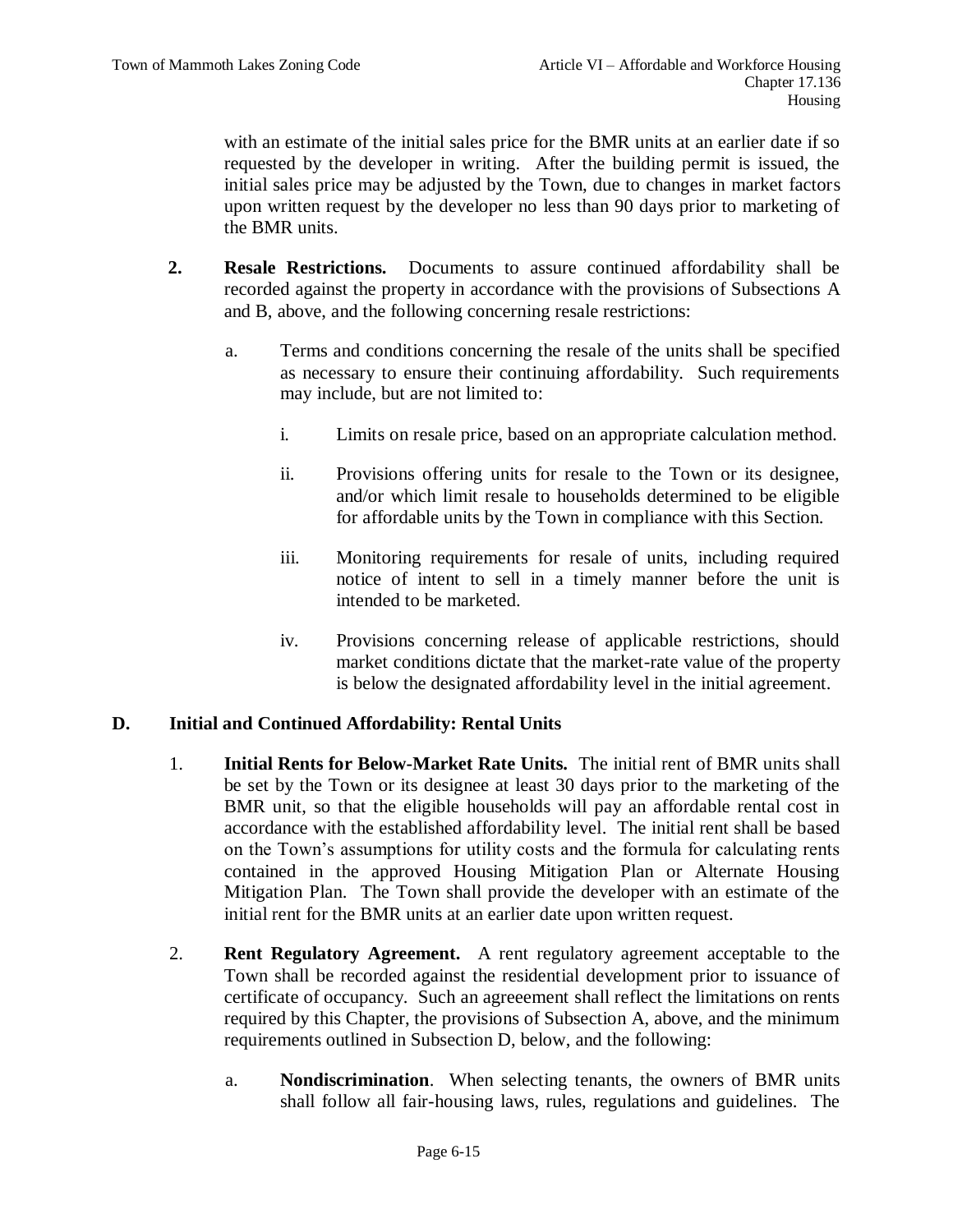with an estimate of the initial sales price for the BMR units at an earlier date if so requested by the developer in writing. After the building permit is issued, the initial sales price may be adjusted by the Town, due to changes in market factors upon written request by the developer no less than 90 days prior to marketing of the BMR units.

**2. Resale Restrictions.** Documents to assure continued affordability shall be recorded against the property in accordance with the provisions of Subsections A and B, above, and the following concerning resale restrictions:

a. Terms and conditions concerning the resale of the units shall be specified as necessary to ensure their continuing affordability. Such requirements may include, but are not limited to:

i. Limits on resale price, based on an appropriate calculation method.

ii. Provisions offering units for resale to the Town or its designee, and/or which limit resale to households determined to be eligible for affordable units by the Town in compliance with this Section.

iii. Monitoring requirements for resale of units, including required notice of intent to sell in a timely manner before the unit is intended to be marketed.

iv. Provisions concerning release of applicable restrictions, should market conditions dictate that the market-rate value of the property is below the designated affordability level in the initial agreement.

### D. Initial and Continued Affordability: Rental Units

1. **Initial Rents for Below-Market Rate Units.** The initial rent of BMR units shall be set by the Town or its designee at least 30 days prior to the marketing of the BMR unit, so that the eligible households will pay an affordable rental cost in accordance with the established affordability level. The initial rent shall be based on the Town's assumptions for utility costs and the formula for calculating rents contained in the approved Housing Mitigation Plan or Alternate Housing Mitigation Plan. The Town shall provide the developer with an estimate of the initial rent for the BMR units at an earlier date upon written request.

2. **Rent Regulatory Agreement.** A rent regulatory agreement acceptable to the Town shall be recorded against the residential development prior to issuance of certificate of occupancy. Such an agreeement shall reflect the limitations on rents required by this Chapter, the provisions of Subsection A, above, and the minimum requirements outlined in Subsection D, below, and the following:

a. **Nondiscrimination**. When selecting tenants, the owners of BMR units shall follow all fair-housing laws, rules, regulations and guidelines. The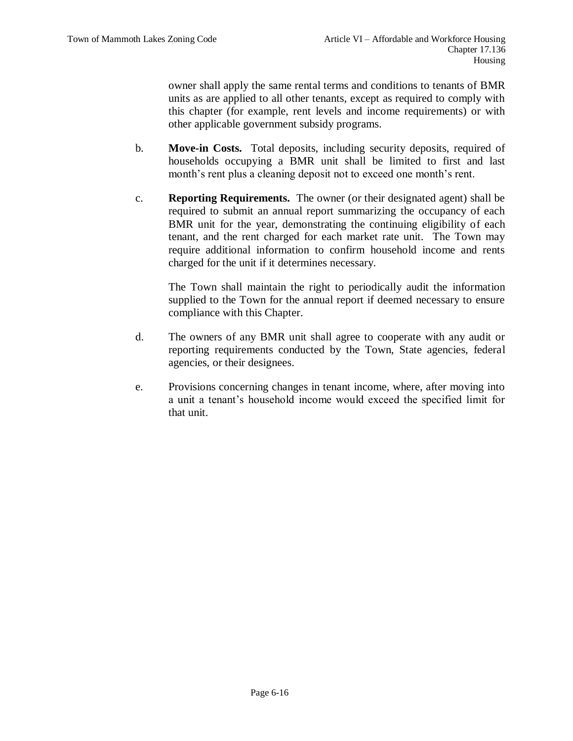owner shall apply the same rental terms and conditions to tenants of BMR units as are applied to all other tenants, except as required to comply with this chapter (for example, rent levels and income requirements) or with other applicable government subsidy programs.

b. **Move-in Costs.** Total deposits, including security deposits, required of households occupying a BMR unit shall be limited to first and last month's rent plus a cleaning deposit not to exceed one month's rent.

c. **Reporting Requirements.** The owner (or their designated agent) shall be required to submit an annual report summarizing the occupancy of each BMR unit for the year, demonstrating the continuing eligibility of each tenant, and the rent charged for each market rate unit. The Town may require additional information to confirm household income and rents charged for the unit if it determines necessary.

The Town shall maintain the right to periodically audit the information supplied to the Town for the annual report if deemed necessary to ensure compliance with this Chapter.

d. The owners of any BMR unit shall agree to cooperate with any audit or reporting requirements conducted by the Town, State agencies, federal agencies, or their designees.

e. Provisions concerning changes in tenant income, where, after moving into a unit a tenant's household income would exceed the specified limit for that unit.